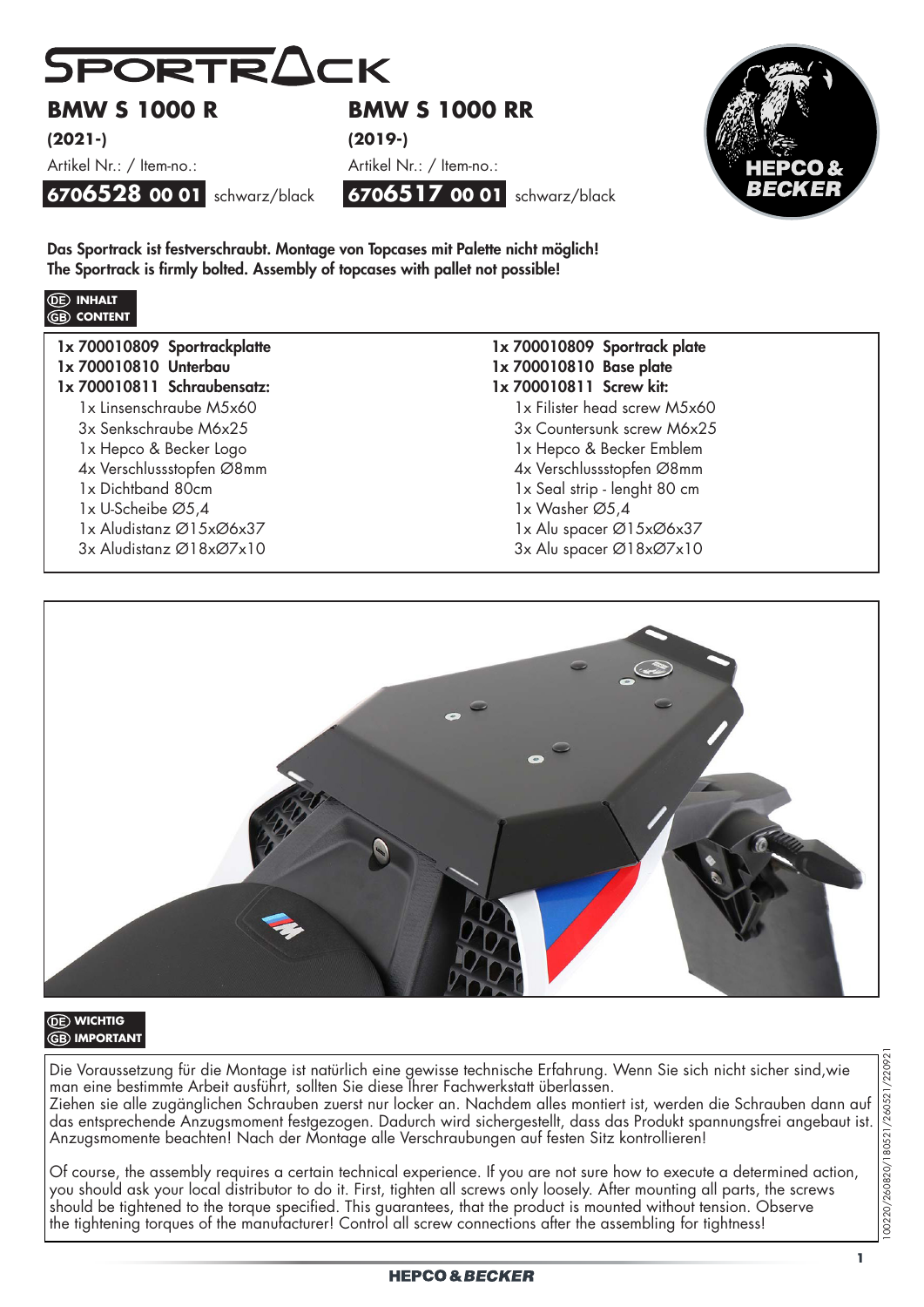# SPORTRACK

## BMW S 1000 R

**(2021-)**

Artikel Nr.: / Item-no.:

**6706528 00 01** schwarz/black

## BMW S 1000 RR

**(2019-)**

Artikel Nr.: / Item-no.:

**6706517 00 01** schwarz/black

**Das Sportrack ist festverschraubt. Montage von Topcases mit Palette nicht möglich!**
**The Sportrack is firmly bolted. Assembly of topcases with pallet not possible!**

**DE INHALT**
**GB CONTENT**

| DE | GB |
|---|---|
| **1x 700010809 Sportrackplatte** | **1x 700010809 Sportrack plate** |
| **1x 700010810 Unterbau** | **1x 700010810 Base plate** |
| **1x 700010811 Schraubensatz:** | **1x 700010811 Screw kit:** |
| 1x Linsenschraube M5x60 | 1x Filister head screw M5x60 |
| 3x Senkschraube M6x25 | 3x Countersunk screw M6x25 |
| 1x Hepco & Becker Logo | 1x Hepco & Becker Emblem |
| 4x Verschlussstopfen Ø8mm | 4x Verschlussstopfen Ø8mm |
| 1x Dichtband 80cm | 1x Seal strip - lenght 80 cm |
| 1x U-Scheibe Ø5,4 | 1x Washer Ø5,4 |
| 1x Aludistanz Ø15xØ6x37 | 1x Alu spacer Ø15xØ6x37 |
| 3x Aludistanz Ø18xØ7x10 | 3x Alu spacer Ø18xØ7x10 |

**DE WICHTIG**
**GB IMPORTANT**

Die Voraussetzung für die Montage ist natürlich eine gewisse technische Erfahrung. Wenn Sie sich nicht sicher sind,wie man eine bestimmte Arbeit ausführt, sollten Sie diese Ihrer Fachwerkstatt überlassen.
Ziehen sie alle zugänglichen Schrauben zuerst nur locker an. Nachdem alles montiert ist, werden die Schrauben dann auf das entsprechende Anzugsmoment festgezogen. Dadurch wird sichergestellt, dass das Produkt spannungsfrei angebaut ist. Anzugsmomente beachten! Nach der Montage alle Verschraubungen auf festen Sitz kontrollieren!

Of course, the assembly requires a certain technical experience. If you are not sure how to execute a determined action, you should ask your local distributor to do it. First, tighten all screws only loosely. After mounting all parts, the screws should be tightened to the torque specified. This guarantees, that the product is mounted without tension. Observe the tightening torques of the manufacturer! Control all screw connections after the assembling for tightness!

100220/260820/180521/260521/220921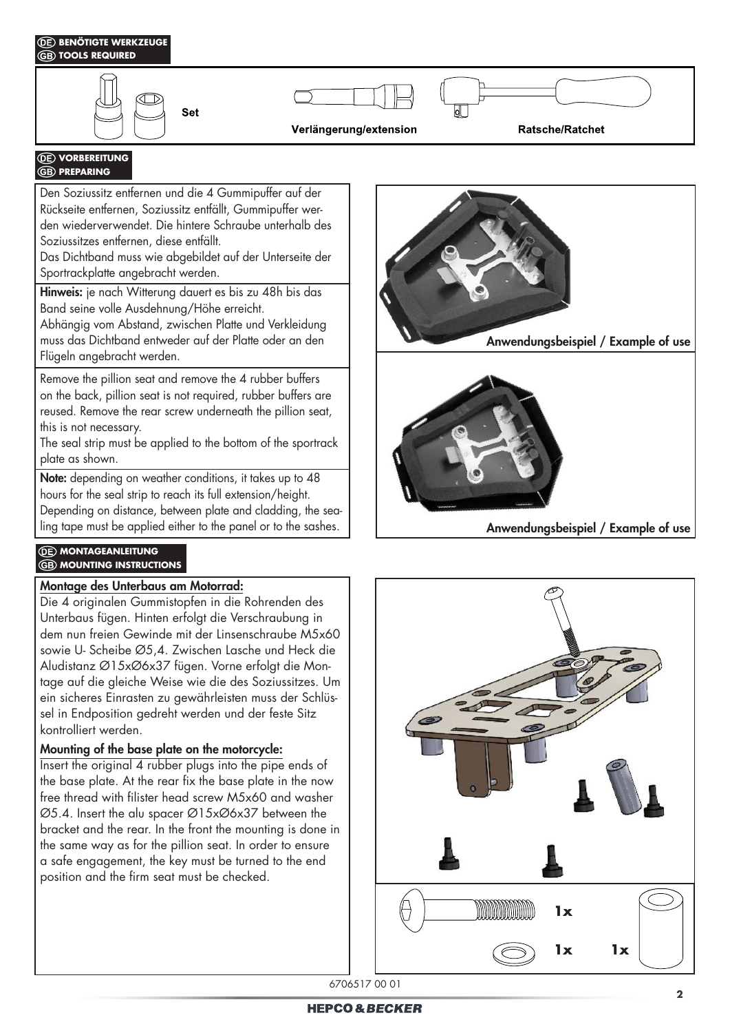## DE BENÖTIGTE WERKZEUGE
## GB TOOLS REQUIRED

Set

Verlängerung/extension

Ratsche/Ratchet

## DE VORBEREITUNG
## GB PREPARING

Den Soziussitz entfernen und die 4 Gummipuffer auf der Rückseite entfernen, Soziussitz entfällt, Gummipuffer werden wiederverwendet. Die hintere Schraube unterhalb des Soziussitzes entfernen, diese entfällt.
Das Dichtband muss wie abgebildet auf der Unterseite der Sportrackplatte angebracht werden.

**Hinweis:** je nach Witterung dauert es bis zu 48h bis das Band seine volle Ausdehnung/Höhe erreicht.
Abhängig vom Abstand, zwischen Platte und Verkleidung muss das Dichtband entweder auf der Platte oder an den Flügeln angebracht werden.

Remove the pillion seat and remove the 4 rubber buffers on the back, pillion seat is not required, rubber buffers are reused. Remove the rear screw underneath the pillion seat, this is not necessary.
The seal strip must be applied to the bottom of the sportrack plate as shown.

**Note:** depending on weather conditions, it takes up to 48 hours for the seal strip to reach its full extension/height.
Depending on distance, between plate and cladding, the sealing tape must be applied either to the panel or to the sashes.

Anwendungsbeispiel / Example of use

Anwendungsbeispiel / Example of use

## DE MONTAGEANLEITUNG
## GB MOUNTING INSTRUCTIONS

### Montage des Unterbaus am Motorrad:

Die 4 originalen Gummistopfen in die Rohrenden des Unterbaus fügen. Hinten erfolgt die Verschraubung in dem nun freien Gewinde mit der Linsenschraube M5x60 sowie U- Scheibe Ø5,4. Zwischen Lasche und Heck die Aludistanz Ø15xØ6x37 fügen. Vorne erfolgt die Montage auf die gleiche Weise wie die des Soziussitzes. Um ein sicheres Einrasten zu gewährleisten muss der Schlüssel in Endposition gedreht werden und der feste Sitz kontrolliert werden.

### Mounting of the base plate on the motorcycle:

Insert the original 4 rubber plugs into the pipe ends of the base plate. At the rear fix the base plate in the now free thread with filister head screw M5x60 and washer Ø5.4. Insert the alu spacer Ø15xØ6x37 between the bracket and the rear. In the front the mounting is done in the same way as for the pillion seat. In order to ensure a safe engagement, the key must be turned to the end position and the firm seat must be checked.

1x

1x 1x

6706517 00 01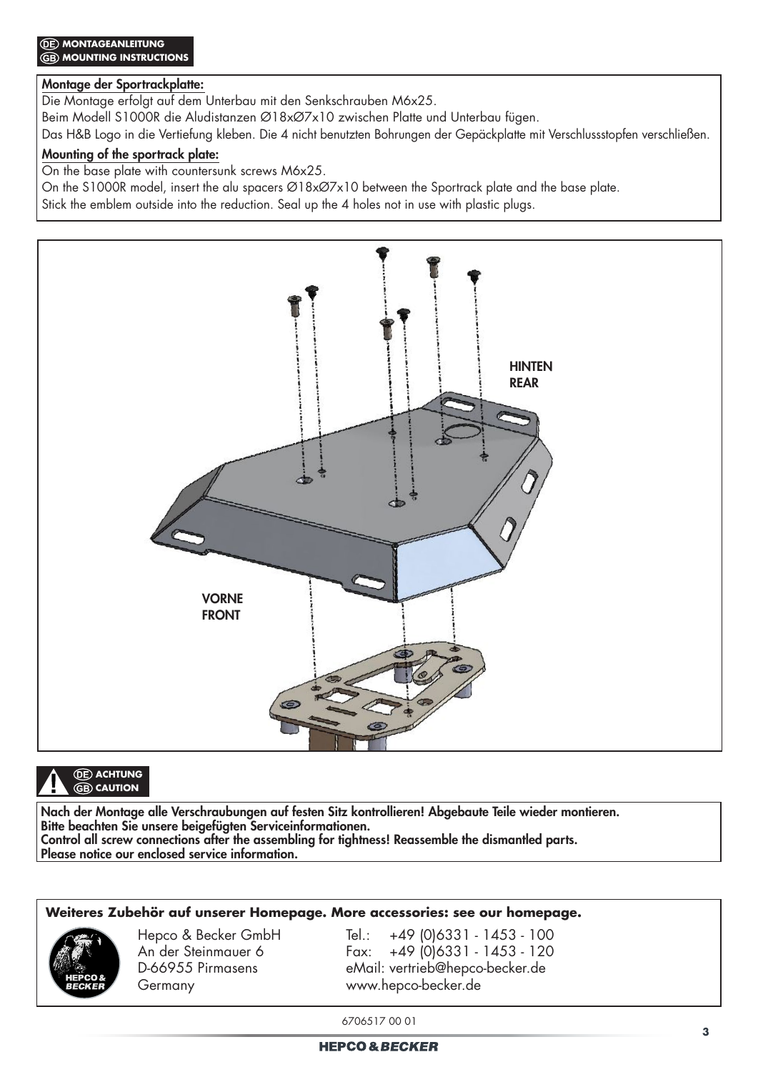**DE MONTAGEANLEITUNG**
**GB MOUNTING INSTRUCTIONS**

**Montage der Sportrackplatte:**

Die Montage erfolgt auf dem Unterbau mit den Senkschrauben M6x25.

Beim Modell S1000R die Aludistanzen Ø18xØ7x10 zwischen Platte und Unterbau fügen.

Das H&B Logo in die Vertiefung kleben. Die 4 nicht benutzten Bohrungen der Gepäckplatte mit Verschlussstopfen verschließen.

**Mounting of the sportrack plate:**

On the base plate with countersunk screws M6x25.

On the S1000R model, insert the alu spacers Ø18xØ7x10 between the Sportrack plate and the base plate.

Stick the emblem outside into the reduction. Seal up the 4 holes not in use with plastic plugs.

HINTEN
REAR

VORNE
FRONT

**DE ACHTUNG**
**GB CAUTION**

**Nach der Montage alle Verschraubungen auf festen Sitz kontrollieren! Abgebaute Teile wieder montieren.**
**Bitte beachten Sie unsere beigefügten Serviceinformationen.**
**Control all screw connections after the assembling for tightness! Reassemble the dismantled parts.**
**Please notice our enclosed service information.**

**Weiteres Zubehör auf unserer Homepage. More accessories: see our homepage.**

Hepco & Becker GmbH
An der Steinmauer 6
D-66955 Pirmasens
Germany

Tel.: +49 (0)6331 - 1453 - 100
Fax: +49 (0)6331 - 1453 - 120
eMail: vertrieb@hepco-becker.de
www.hepco-becker.de

6706517 00 01